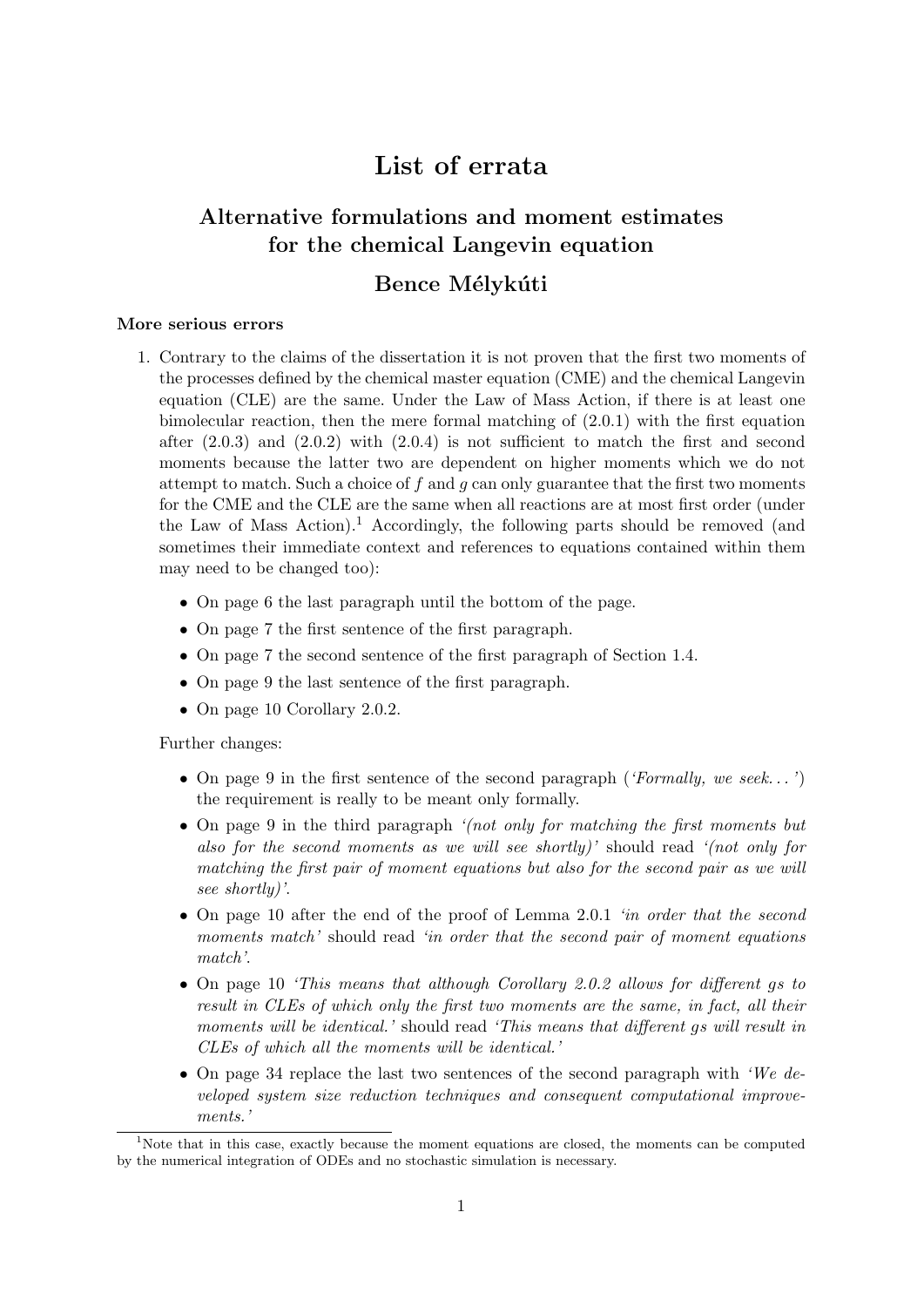# List of errata

## Alternative formulations and moment estimates for the chemical Langevin equation

## Bence Mélykúti

### More serious errors

1. Contrary to the claims of the dissertation it is not proven that the first two moments of the processes defined by the chemical master equation (CME) and the chemical Langevin equation (CLE) are the same. Under the Law of Mass Action, if there is at least one bimolecular reaction, then the mere formal matching of (2.0.1) with the first equation after (2.0.3) and (2.0.2) with (2.0.4) is not sufficient to match the first and second moments because the latter two are dependent on higher moments which we do not attempt to match. Such a choice of $f$ and $g$ can only guarantee that the first two moments for the CME and the CLE are the same when all reactions are at most first order (under the Law of Mass Action).[1] Accordingly, the following parts should be removed (and sometimes their immediate context and references to equations contained within them may need to be changed too):

   - On page 6 the last paragraph until the bottom of the page.
   - On page 7 the first sentence of the first paragraph.
   - On page 7 the second sentence of the first paragraph of Section 1.4.
   - On page 9 the last sentence of the first paragraph.
   - On page 10 Corollary 2.0.2.

   Further changes:

   - On page 9 in the first sentence of the second paragraph (*'Formally, we seek...'*) the requirement is really to be meant only formally.
   - On page 9 in the third paragraph *'(not only for matching the first moments but also for the second moments as we will see shortly)'* should read *'(not only for matching the first pair of moment equations but also for the second pair as we will see shortly)'*.
   - On page 10 after the end of the proof of Lemma 2.0.1 *'in order that the second moments match'* should read *'in order that the second pair of moment equations match'*.
   - On page 10 *'This means that although Corollary 2.0.2 allows for different gs to result in CLEs of which only the first two moments are the same, in fact, all their moments will be identical.'* should read *'This means that different gs will result in CLEs of which all the moments will be identical.'*
   - On page 34 replace the last two sentences of the second paragraph with *'We developed system size reduction techniques and consequent computational improvements.'*

[1] Note that in this case, exactly because the moment equations are closed, the moments can be computed by the numerical integration of ODEs and no stochastic simulation is necessary.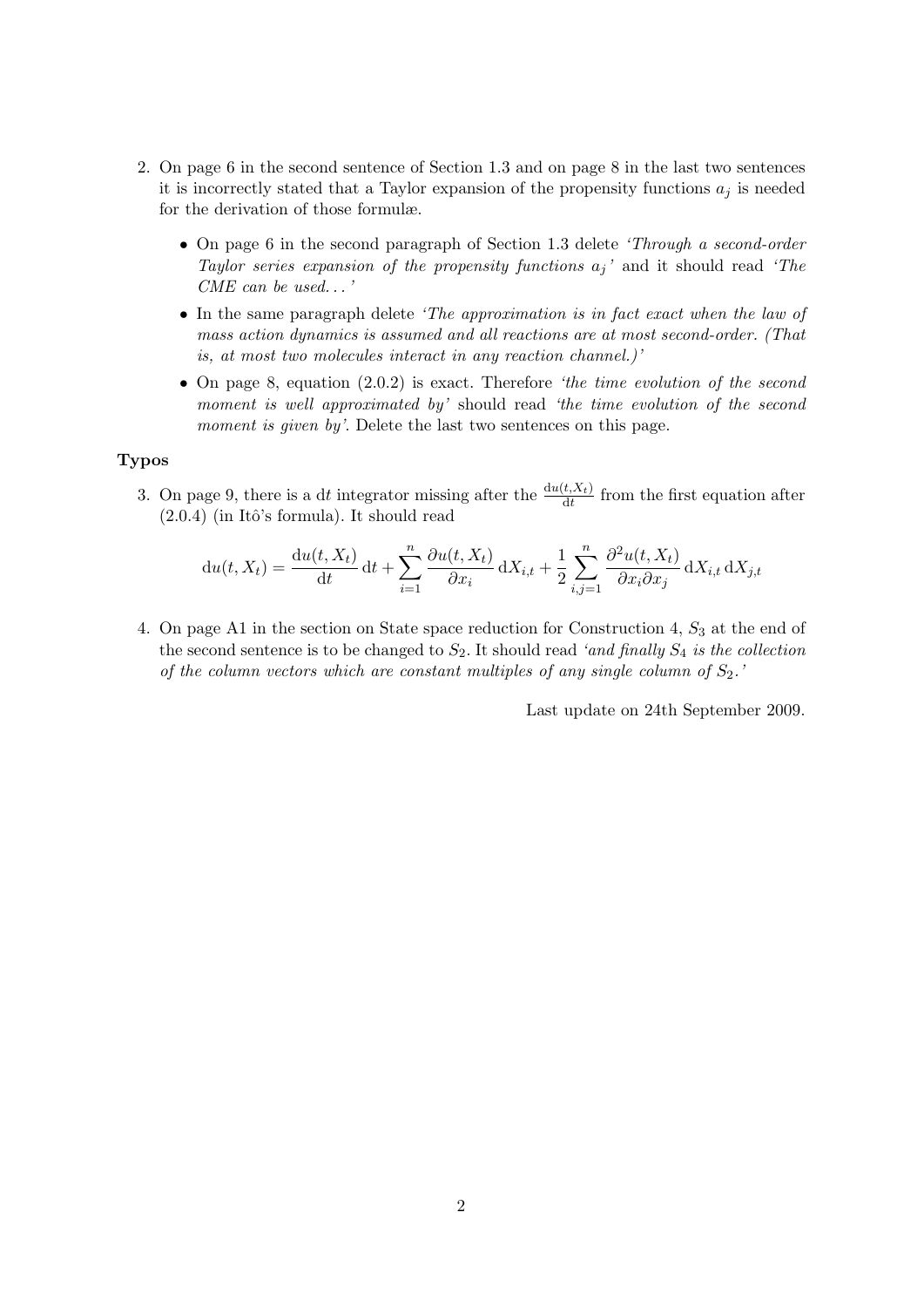2. On page 6 in the second sentence of Section 1.3 and on page 8 in the last two sentences it is incorrectly stated that a Taylor expansion of the propensity functions $a_j$ is needed for the derivation of those formulæ.

   - On page 6 in the second paragraph of Section 1.3 delete *'Through a second-order Taylor series expansion of the propensity functions $a_j$'* and it should read *'The CME can be used...'*
   - In the same paragraph delete *'The approximation is in fact exact when the law of mass action dynamics is assumed and all reactions are at most second-order. (That is, at most two molecules interact in any reaction channel.)'*
   - On page 8, equation (2.0.2) is exact. Therefore *'the time evolution of the second moment is well approximated by'* should read *'the time evolution of the second moment is given by'*. Delete the last two sentences on this page.

### Typos

3. On page 9, there is a d$t$ integrator missing after the $\frac{\mathrm{d}u(t,X_t)}{\mathrm{d}t}$ from the first equation after (2.0.4) (in Itô's formula). It should read

$$\mathrm{d}u(t, X_t) = \frac{\mathrm{d}u(t, X_t)}{\mathrm{d}t}\,\mathrm{d}t + \sum_{i=1}^{n} \frac{\partial u(t, X_t)}{\partial x_i}\,\mathrm{d}X_{i,t} + \frac{1}{2}\sum_{i,j=1}^{n} \frac{\partial^2 u(t, X_t)}{\partial x_i \partial x_j}\,\mathrm{d}X_{i,t}\,\mathrm{d}X_{j,t}$$

4. On page A1 in the section on State space reduction for Construction 4, $S_3$ at the end of the second sentence is to be changed to $S_2$. It should read *'and finally $S_4$ is the collection of the column vectors which are constant multiples of any single column of $S_2$.'*

Last update on 24th September 2009.